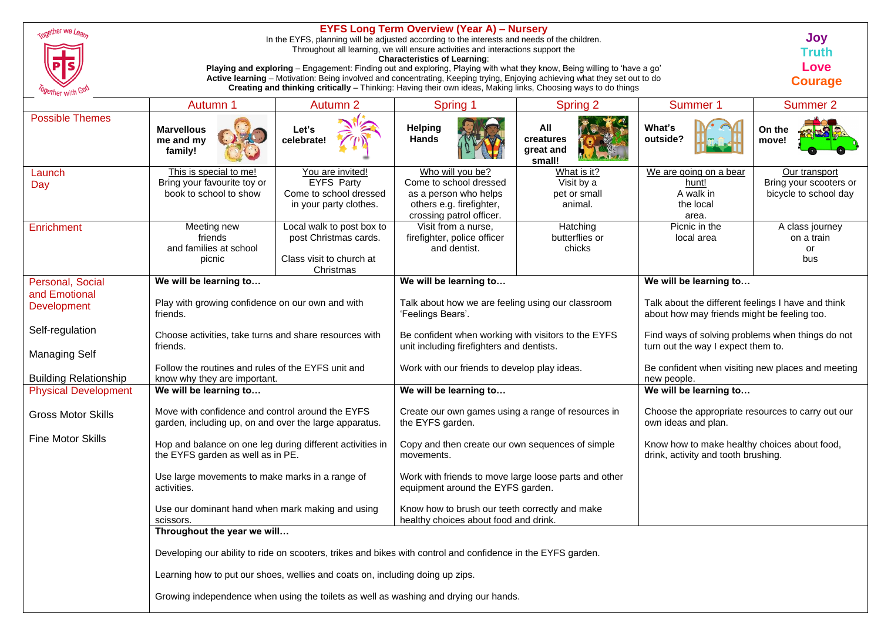# EYFS Long Term Overview (Year A) – Nursery

In the EYFS, planning will be adjusted according to the interests and needs of the children.
Throughout all learning, we will ensure activities and interactions support the
**Characteristics of Learning**:
**Playing and exploring** – Engagement: Finding out and exploring, Playing with what they know, Being willing to 'have a go'
**Active learning** – Motivation: Being involved and concentrating, Keeping trying, Enjoying achieving what they set out to do
**Creating and thinking critically** – Thinking: Having their own ideas, Making links, Choosing ways to do things

Joy
Truth
Love
Courage

| | Autumn 1 | Autumn 2 | Spring 1 | Spring 2 | Summer 1 | Summer 2 |
|---|---|---|---|---|---|---|
| Possible Themes | **Marvellous me and my family!** | **Let's celebrate!** | **Helping Hands** | **All creatures great and small!** | **What's outside?** | **On the move!** |
| Launch Day | This is special to me! Bring your favourite toy or book to school to show | You are invited! EYFS Party Come to school dressed in your party clothes. | Who will you be? Come to school dressed as a person who helps others e.g. firefighter, crossing patrol officer. | What is it? Visit by a pet or small animal. | We are going on a bear hunt! A walk in the local area. | Our transport Bring your scooters or bicycle to school day |
| Enrichment | Meeting new friends and families at school picnic | Local walk to post box to post Christmas cards. Class visit to church at Christmas | Visit from a nurse, firefighter, police officer and dentist. | Hatching butterflies or chicks | Picnic in the local area | A class journey on a train or bus |
| Personal, Social and Emotional Development<br><br>Self-regulation<br><br>Managing Self<br><br>Building Relationship | **We will be learning to…**<br><br>Play with growing confidence on our own and with friends.<br><br>Choose activities, take turns and share resources with friends.<br><br>Follow the routines and rules of the EYFS unit and know why they are important. | | **We will be learning to…**<br><br>Talk about how we are feeling using our classroom 'Feelings Bears'.<br><br>Be confident when working with visitors to the EYFS unit including firefighters and dentists.<br><br>Work with our friends to develop play ideas. | | **We will be learning to…**<br><br>Talk about the different feelings I have and think about how may friends might be feeling too.<br><br>Find ways of solving problems when things do not turn out the way I expect them to.<br><br>Be confident when visiting new places and meeting new people. | |
| Physical Development<br><br>Gross Motor Skills<br><br>Fine Motor Skills | **We will be learning to…**<br><br>Move with confidence and control around the EYFS garden, including up, on and over the large apparatus.<br><br>Hop and balance on one leg during different activities in the EYFS garden as well as in PE.<br><br>Use large movements to make marks in a range of activities.<br><br>Use our dominant hand when mark making and using scissors. | | **We will be learning to…**<br><br>Create our own games using a range of resources in the EYFS garden.<br><br>Copy and then create our own sequences of simple movements.<br><br>Work with friends to move large loose parts and other equipment around the EYFS garden.<br><br>Know how to brush our teeth correctly and make healthy choices about food and drink. | | **We will be learning to…**<br><br>Choose the appropriate resources to carry out our own ideas and plan.<br><br>Know how to make healthy choices about food, drink, activity and tooth brushing. | |
| | **Throughout the year we will…**<br><br>Developing our ability to ride on scooters, trikes and bikes with control and confidence in the EYFS garden.<br><br>Learning how to put our shoes, wellies and coats on, including doing up zips.<br><br>Growing independence when using the toilets as well as washing and drying our hands. | | | | | |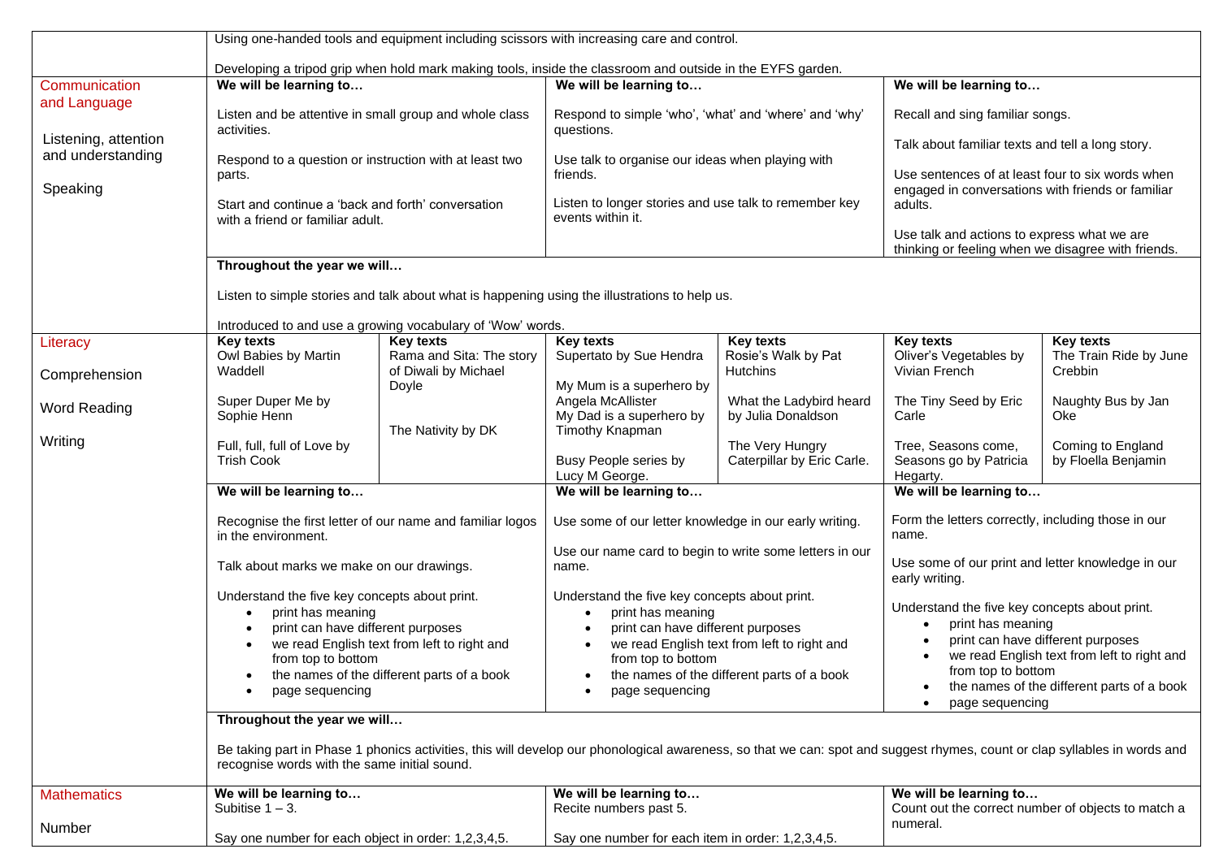| | | | | | | |
|---|---|---|---|---|---|---|
| | Using one-handed tools and equipment including scissors with increasing care and control.<br><br>Developing a tripod grip when hold mark making tools, inside the classroom and outside in the EYFS garden. | | | | | |
| Communication and Language<br><br>Listening, attention and understanding<br><br>Speaking | **We will be learning to…**<br><br>Listen and be attentive in small group and whole class activities.<br><br>Respond to a question or instruction with at least two parts.<br><br>Start and continue a 'back and forth' conversation with a friend or familiar adult. | | **We will be learning to…**<br><br>Respond to simple 'who', 'what' and 'where' and 'why' questions.<br><br>Use talk to organise our ideas when playing with friends.<br><br>Listen to longer stories and use talk to remember key events within it. | | **We will be learning to…**<br><br>Recall and sing familiar songs.<br><br>Talk about familiar texts and tell a long story.<br><br>Use sentences of at least four to six words when engaged in conversations with friends or familiar adults.<br><br>Use talk and actions to express what we are thinking or feeling when we disagree with friends. | |
| | **Throughout the year we will…**<br><br>Listen to simple stories and talk about what is happening using the illustrations to help us.<br><br>Introduced to and use a growing vocabulary of 'Wow' words. | | | | | |
| Literacy<br><br>Comprehension<br><br>Word Reading<br><br>Writing | **Key texts**<br>Owl Babies by Martin Waddell<br><br>Super Duper Me by Sophie Henn<br><br>Full, full, full of Love by Trish Cook | **Key texts**<br>Rama and Sita: The story of Diwali by Michael Doyle<br><br>The Nativity by DK | **Key texts**<br>Supertato by Sue Hendra<br><br>My Mum is a superhero by Angela McAllister<br>My Dad is a superhero by Timothy Knapman<br><br>Busy People series by Lucy M George. | **Key texts**<br>Rosie's Walk by Pat Hutchins<br><br>What the Ladybird heard by Julia Donaldson<br><br>The Very Hungry Caterpillar by Eric Carle. | **Key texts**<br>Oliver's Vegetables by Vivian French<br><br>The Tiny Seed by Eric Carle<br><br>Tree, Seasons come, Seasons go by Patricia Hegarty. | **Key texts**<br>The Train Ride by June Crebbin<br><br>Naughty Bus by Jan Oke<br><br>Coming to England by Floella Benjamin |
| | **We will be learning to…**<br><br>Recognise the first letter of our name and familiar logos in the environment.<br><br>Talk about marks we make on our drawings.<br><br>Understand the five key concepts about print.<br>• print has meaning<br>• print can have different purposes<br>• we read English text from left to right and from top to bottom<br>• the names of the different parts of a book<br>• page sequencing | | **We will be learning to…**<br><br>Use some of our letter knowledge in our early writing.<br><br>Use our name card to begin to write some letters in our name.<br><br>Understand the five key concepts about print.<br>• print has meaning<br>• print can have different purposes<br>• we read English text from left to right and from top to bottom<br>• the names of the different parts of a book<br>• page sequencing | | **We will be learning to…**<br><br>Form the letters correctly, including those in our name.<br><br>Use some of our print and letter knowledge in our early writing.<br><br>Understand the five key concepts about print.<br>• print has meaning<br>• print can have different purposes<br>• we read English text from left to right and from top to bottom<br>• the names of the different parts of a book<br>• page sequencing | |
| | **Throughout the year we will…**<br><br>Be taking part in Phase 1 phonics activities, this will develop our phonological awareness, so that we can: spot and suggest rhymes, count or clap syllables in words and recognise words with the same initial sound. | | | | | |
| Mathematics<br><br>Number | **We will be learning to…**<br>Subitise 1 – 3.<br><br>Say one number for each object in order: 1,2,3,4,5. | | **We will be learning to…**<br>Recite numbers past 5.<br><br>Say one number for each item in order: 1,2,3,4,5. | | **We will be learning to…**<br>Count out the correct number of objects to match a numeral. | |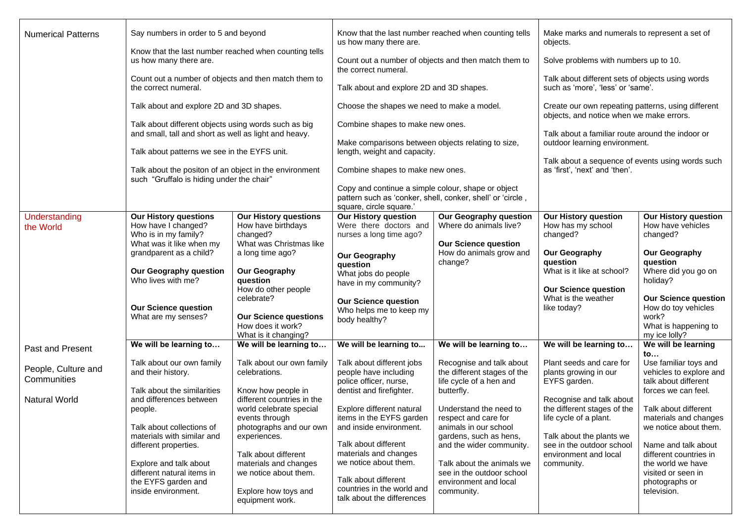| | | | | | | |
|---|---|---|---|---|---|---|
| Numerical Patterns | Say numbers in order to 5 and beyond<br><br>Know that the last number reached when counting tells us how many there are.<br><br>Count out a number of objects and then match them to the correct numeral.<br><br>Talk about and explore 2D and 3D shapes.<br><br>Talk about different objects using words such as big and small, tall and short as well as light and heavy.<br><br>Talk about patterns we see in the EYFS unit.<br><br>Talk about the positon of an object in the environment such "Gruffalo is hiding under the chair" | | Know that the last number reached when counting tells us how many there are.<br><br>Count out a number of objects and then match them to the correct numeral.<br><br>Talk about and explore 2D and 3D shapes.<br><br>Choose the shapes we need to make a model.<br><br>Combine shapes to make new ones.<br><br>Make comparisons between objects relating to size, length, weight and capacity.<br><br>Combine shapes to make new ones.<br><br>Copy and continue a simple colour, shape or object pattern such as 'conker, shell, conker, shell' or 'circle , square, circle square.' | | Make marks and numerals to represent a set of objects.<br><br>Solve problems with numbers up to 10.<br><br>Talk about different sets of objects using words such as 'more', 'less' or 'same'.<br><br>Create our own repeating patterns, using different objects, and notice when we make errors.<br><br>Talk about a familiar route around the indoor or outdoor learning environment.<br><br>Talk about a sequence of events using words such as 'first', 'next' and 'then'. | |
| Understanding the World | **Our History questions**<br>How have I changed?<br>Who is in my family?<br>What was it like when my grandparent as a child?<br><br>**Our Geography question**<br>Who lives with me?<br><br>**Our Science question**<br>What are my senses? | **Our History questions**<br>How have birthdays changed?<br>What was Christmas like a long time ago?<br><br>**Our Geography question**<br>How do other people celebrate?<br><br>**Our Science questions**<br>How does it work?<br>What is it changing? | **Our History question**<br>Were there doctors and nurses a long time ago?<br><br>**Our Geography question**<br>What jobs do people have in my community?<br><br>**Our Science question**<br>Who helps me to keep my body healthy? | **Our Geography question**<br>Where do animals live?<br><br>**Our Science question**<br>How do animals grow and change? | **Our History question**<br>How has my school changed?<br><br>**Our Geography question**<br>What is it like at school?<br><br>**Our Science question**<br>What is the weather like today? | **Our History question**<br>How have vehicles changed?<br><br>**Our Geography question**<br>Where did you go on holiday?<br><br>**Our Science question**<br>How do toy vehicles work?<br>What is happening to my ice lolly? |
| Past and Present<br><br>People, Culture and Communities<br><br>Natural World | **We will be learning to…**<br><br>Talk about our own family and their history.<br><br>Talk about the similarities and differences between people.<br><br>Talk about collections of materials with similar and different properties.<br><br>Explore and talk about different natural items in the EYFS garden and inside environment. | **We will be learning to…**<br><br>Talk about our own family celebrations.<br><br>Know how people in different countries in the world celebrate special events through photographs and our own experiences.<br><br>Talk about different materials and changes we notice about them.<br><br>Explore how toys and equipment work. | **We will be learning to...**<br><br>Talk about different jobs people have including police officer, nurse, dentist and firefighter.<br><br>Explore different natural items in the EYFS garden and inside environment.<br><br>Talk about different materials and changes we notice about them.<br><br>Talk about different countries in the world and talk about the differences | **We will be learning to…**<br><br>Recognise and talk about the different stages of the life cycle of a hen and butterfly.<br><br>Understand the need to respect and care for animals in our school gardens, such as hens, and the wider community.<br><br>Talk about the animals we see in the outdoor school environment and local community. | **We will be learning to…**<br><br>Plant seeds and care for plants growing in our EYFS garden.<br><br>Recognise and talk about the different stages of the life cycle of a plant.<br><br>Talk about the plants we see in the outdoor school environment and local community. | **We will be learning to…**<br><br>Use familiar toys and vehicles to explore and talk about different forces we can feel.<br><br>Talk about different materials and changes we notice about them.<br><br>Name and talk about different countries in the world we have visited or seen in photographs or television. |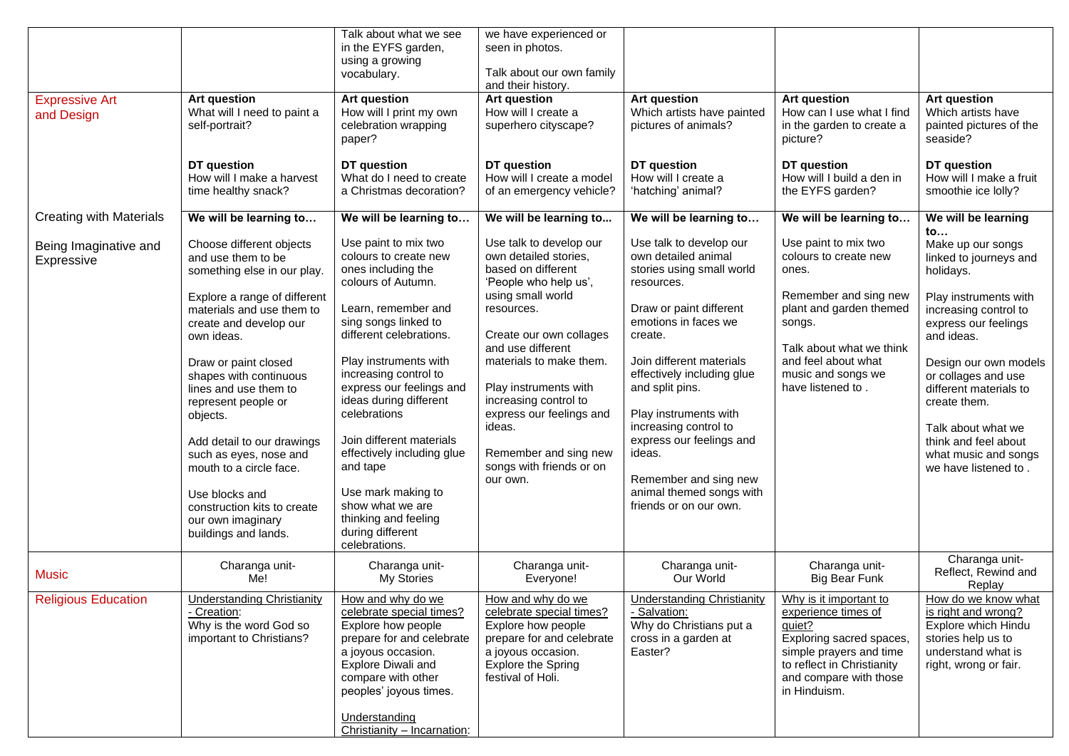| | | | | | | |
|---|---|---|---|---|---|---|
| | | Talk about what we see in the EYFS garden, using a growing vocabulary. | we have experienced or seen in photos.<br><br>Talk about our own family and their history. | | | |
| Expressive Art and Design | **Art question**<br>What will I need to paint a self-portrait?<br><br>**DT question**<br>How will I make a harvest time healthy snack? | **Art question**<br>How will I print my own celebration wrapping paper?<br><br>**DT question**<br>What do I need to create a Christmas decoration? | **Art question**<br>How will I create a superhero cityscape?<br><br>**DT question**<br>How will I create a model of an emergency vehicle? | **Art question**<br>Which artists have painted pictures of animals?<br><br>**DT question**<br>How will I create a 'hatching' animal? | **Art question**<br>How can I use what I find in the garden to create a picture?<br><br>**DT question**<br>How will I build a den in the EYFS garden? | **Art question**<br>Which artists have painted pictures of the seaside?<br><br>**DT question**<br>How will I make a fruit smoothie ice lolly? |
| Creating with Materials<br><br>Being Imaginative and Expressive | **We will be learning to…**<br><br>Choose different objects and use them to be something else in our play.<br><br>Explore a range of different materials and use them to create and develop our own ideas.<br><br>Draw or paint closed shapes with continuous lines and use them to represent people or objects.<br><br>Add detail to our drawings such as eyes, nose and mouth to a circle face.<br><br>Use blocks and construction kits to create our own imaginary buildings and lands. | **We will be learning to…**<br><br>Use paint to mix two colours to create new ones including the colours of Autumn.<br><br>Learn, remember and sing songs linked to different celebrations.<br><br>Play instruments with increasing control to express our feelings and ideas during different celebrations<br><br>Join different materials effectively including glue and tape<br><br>Use mark making to show what we are thinking and feeling during different celebrations. | **We will be learning to...**<br><br>Use talk to develop our own detailed stories, based on different 'People who help us', using small world resources.<br><br>Create our own collages and use different materials to make them.<br><br>Play instruments with increasing control to express our feelings and ideas.<br><br>Remember and sing new songs with friends or on our own. | **We will be learning to…**<br><br>Use talk to develop our own detailed animal stories using small world resources.<br><br>Draw or paint different emotions in faces we create.<br><br>Join different materials effectively including glue and split pins.<br><br>Play instruments with increasing control to express our feelings and ideas.<br><br>Remember and sing new animal themed songs with friends or on our own. | **We will be learning to…**<br><br>Use paint to mix two colours to create new ones.<br><br>Remember and sing new plant and garden themed songs.<br><br>Talk about what we think and feel about what music and songs we have listened to . | **We will be learning to…**<br>Make up our songs linked to journeys and holidays.<br><br>Play instruments with increasing control to express our feelings and ideas.<br><br>Design our own models or collages and use different materials to create them.<br><br>Talk about what we think and feel about what music and songs we have listened to . |
| Music | Charanga unit-<br>Me! | Charanga unit-<br>My Stories | Charanga unit-<br>Everyone! | Charanga unit-<br>Our World | Charanga unit-<br>Big Bear Funk | Charanga unit-<br>Reflect, Rewind and Replay |
| Religious Education | Understanding Christianity - Creation:<br>Why is the word God so important to Christians? | How and why do we celebrate special times?<br>Explore how people prepare for and celebrate a joyous occasion.<br>Explore Diwali and compare with other peoples' joyous times.<br><br>Understanding Christianity – Incarnation: | How and why do we celebrate special times?<br>Explore how people prepare for and celebrate a joyous occasion.<br>Explore the Spring festival of Holi. | Understanding Christianity - Salvation:<br>Why do Christians put a cross in a garden at Easter? | Why is it important to experience times of quiet?<br>Exploring sacred spaces, simple prayers and time to reflect in Christianity and compare with those in Hinduism. | How do we know what is right and wrong?<br>Explore which Hindu stories help us to understand what is right, wrong or fair. |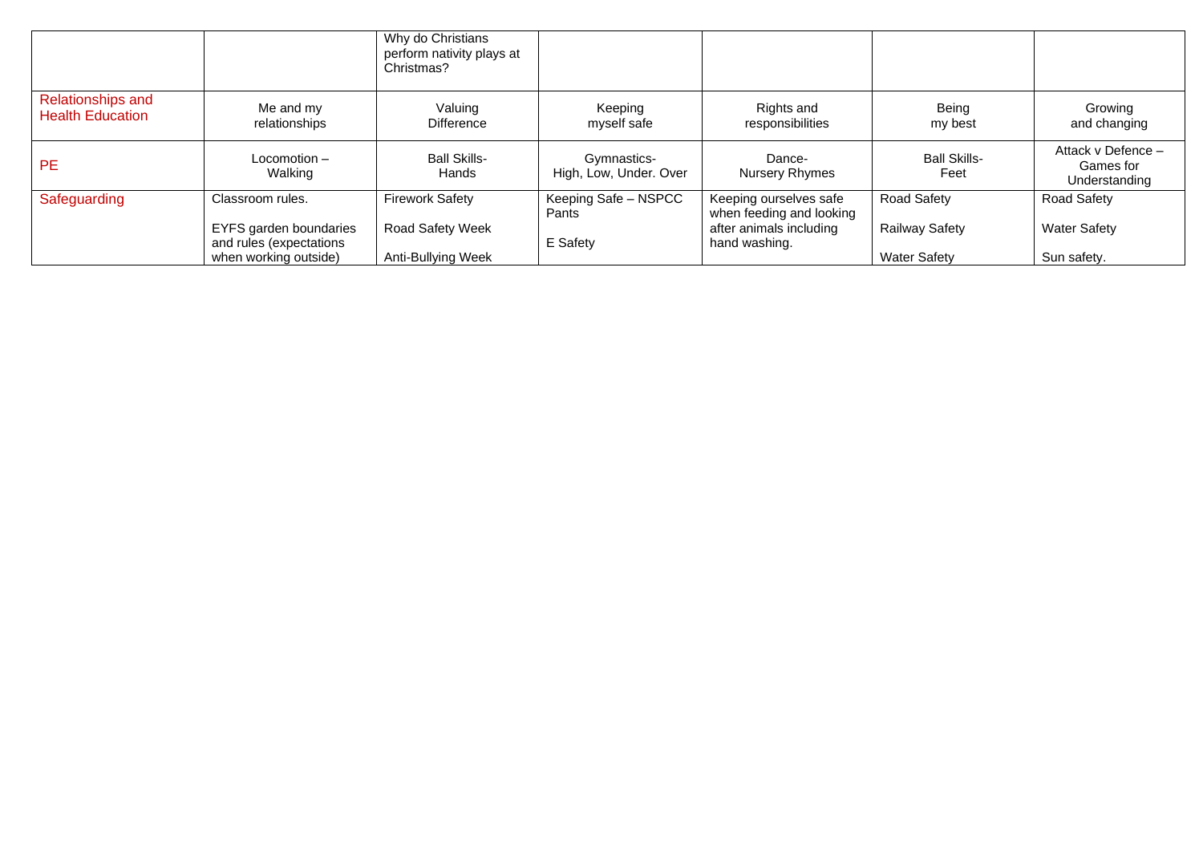| | | | | | | |
|---|---|---|---|---|---|---|
| | | Why do Christians perform nativity plays at Christmas? | | | | |
| Relationships and Health Education | Me and my relationships | Valuing Difference | Keeping myself safe | Rights and responsibilities | Being my best | Growing and changing |
| PE | Locomotion – Walking | Ball Skills- Hands | Gymnastics- High, Low, Under. Over | Dance- Nursery Rhymes | Ball Skills- Feet | Attack v Defence – Games for Understanding |
| Safeguarding | Classroom rules.<br><br>EYFS garden boundaries and rules (expectations when working outside) | Firework Safety<br><br>Road Safety Week<br><br>Anti-Bullying Week | Keeping Safe – NSPCC Pants<br><br>E Safety | Keeping ourselves safe when feeding and looking after animals including hand washing. | Road Safety<br><br>Railway Safety<br><br>Water Safety | Road Safety<br><br>Water Safety<br><br>Sun safety. |